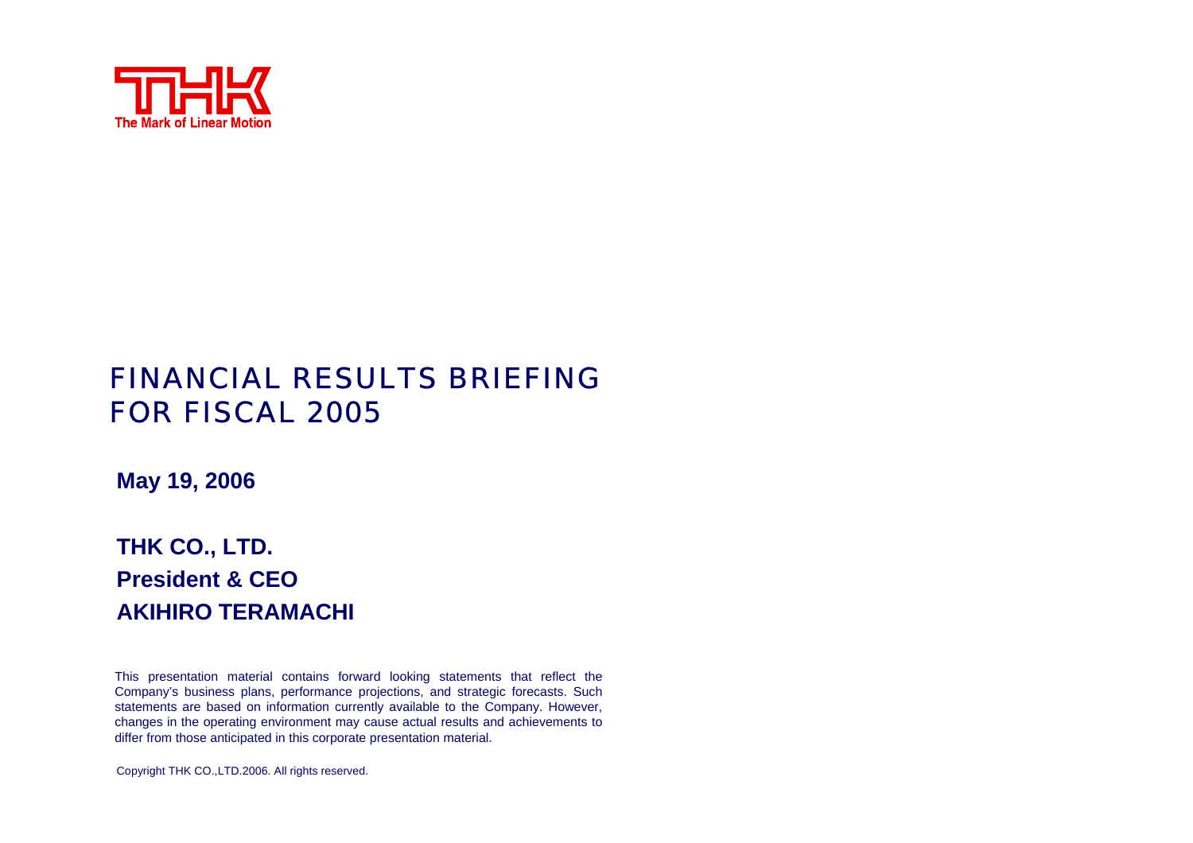The Mark of Linear Motion

# FINANCIAL RESULTS BRIEFING FOR FISCAL 2005

**May 19, 2006**

**THK CO., LTD.**
**President & CEO**
**AKIHIRO TERAMACHI**

This presentation material contains forward looking statements that reflect the Company's business plans, performance projections, and strategic forecasts. Such statements are based on information currently available to the Company. However, changes in the operating environment may cause actual results and achievements to differ from those anticipated in this corporate presentation material.

Copyright THK CO.,LTD.2006. All rights reserved.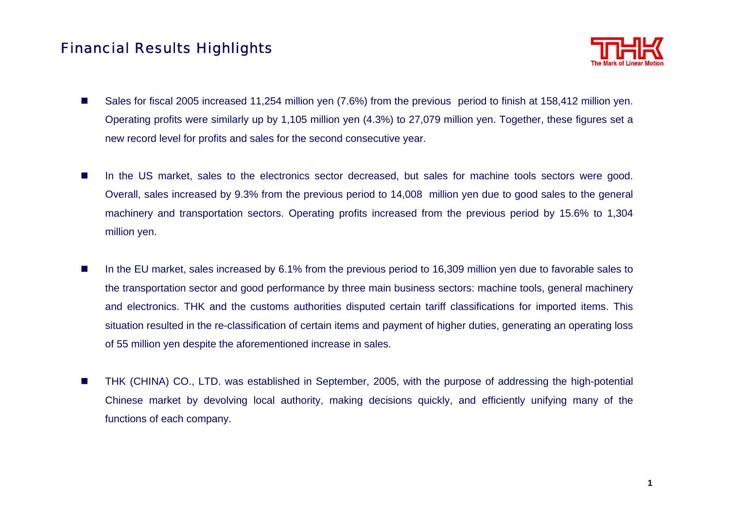# Financial Results Highlights

- Sales for fiscal 2005 increased 11,254 million yen (7.6%) from the previous period to finish at 158,412 million yen. Operating profits were similarly up by 1,105 million yen (4.3%) to 27,079 million yen. Together, these figures set a new record level for profits and sales for the second consecutive year.

- In the US market, sales to the electronics sector decreased, but sales for machine tools sectors were good. Overall, sales increased by 9.3% from the previous period to 14,008 million yen due to good sales to the general machinery and transportation sectors. Operating profits increased from the previous period by 15.6% to 1,304 million yen.

- In the EU market, sales increased by 6.1% from the previous period to 16,309 million yen due to favorable sales to the transportation sector and good performance by three main business sectors: machine tools, general machinery and electronics. THK and the customs authorities disputed certain tariff classifications for imported items. This situation resulted in the re-classification of certain items and payment of higher duties, generating an operating loss of 55 million yen despite the aforementioned increase in sales.

- THK (CHINA) CO., LTD. was established in September, 2005, with the purpose of addressing the high-potential Chinese market by devolving local authority, making decisions quickly, and efficiently unifying many of the functions of each company.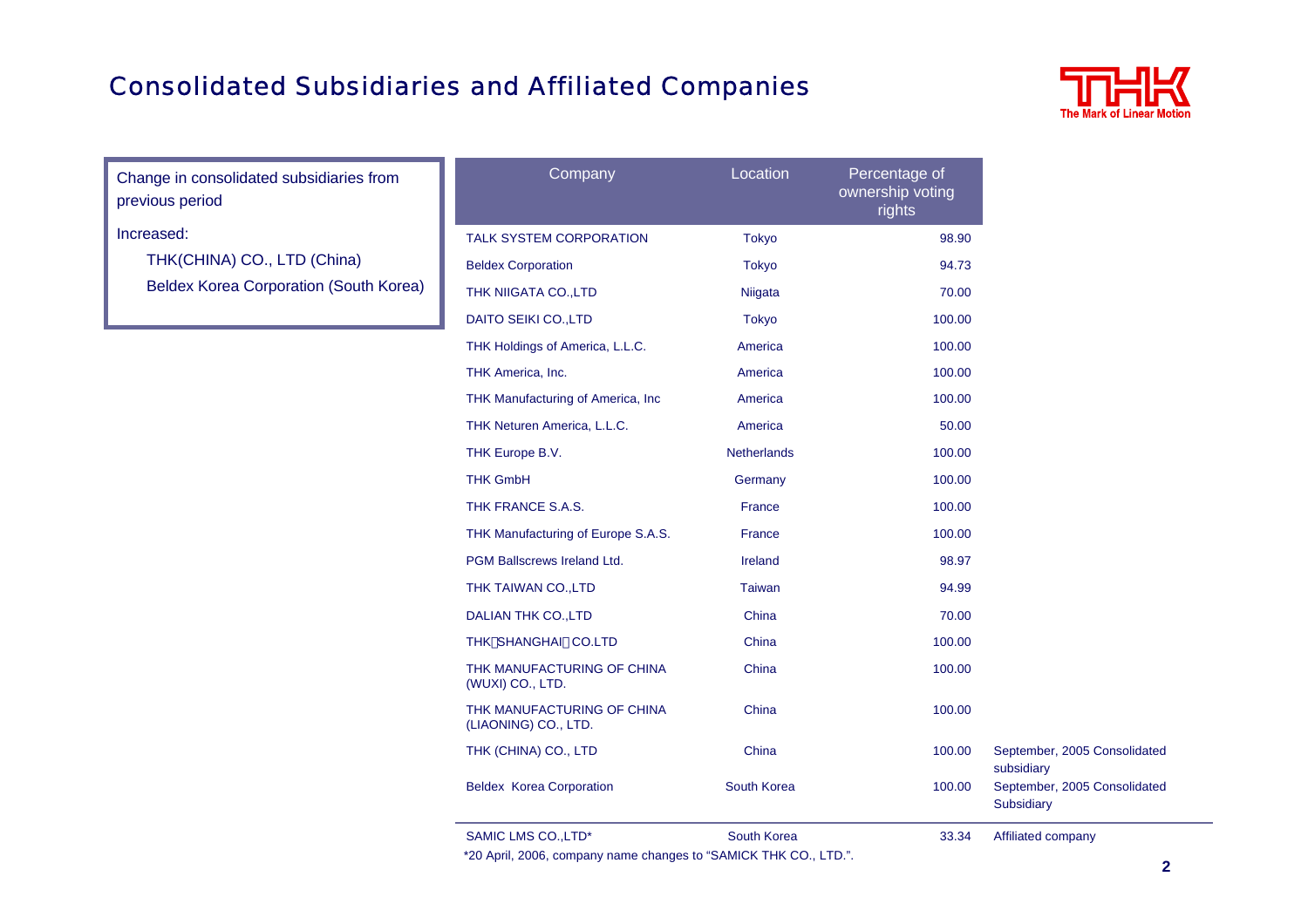# Consolidated Subsidiaries and Affiliated Companies

Change in consolidated subsidiaries from previous period

Increased:

- THK(CHINA) CO., LTD (China)
- Beldex Korea Corporation (South Korea)

| Company | Location | Percentage of ownership voting rights | |
|---|---|---|---|
| TALK SYSTEM CORPORATION | Tokyo | 98.90 | |
| Beldex Corporation | Tokyo | 94.73 | |
| THK NIIGATA CO.,LTD | Niigata | 70.00 | |
| DAITO SEIKI CO.,LTD | Tokyo | 100.00 | |
| THK Holdings of America, L.L.C. | America | 100.00 | |
| THK America, Inc. | America | 100.00 | |
| THK Manufacturing of America, Inc | America | 100.00 | |
| THK Neturen America, L.L.C. | America | 50.00 | |
| THK Europe B.V. | Netherlands | 100.00 | |
| THK GmbH | Germany | 100.00 | |
| THK FRANCE S.A.S. | France | 100.00 | |
| THK Manufacturing of Europe S.A.S. | France | 100.00 | |
| PGM Ballscrews Ireland Ltd. | Ireland | 98.97 | |
| THK TAIWAN CO.,LTD | Taiwan | 94.99 | |
| DALIAN THK CO.,LTD | China | 70.00 | |
| THK（SHANGHAI）CO.LTD | China | 100.00 | |
| THK MANUFACTURING OF CHINA (WUXI) CO., LTD. | China | 100.00 | |
| THK MANUFACTURING OF CHINA (LIAONING) CO., LTD. | China | 100.00 | |
| THK (CHINA) CO., LTD | China | 100.00 | September, 2005 Consolidated subsidiary |
| Beldex Korea Corporation | South Korea | 100.00 | September, 2005 Consolidated Subsidiary |
| SAMIC LMS CO.,LTD* | South Korea | 33.34 | Affiliated company |

*20 April, 2006, company name changes to "SAMICK THK CO., LTD.".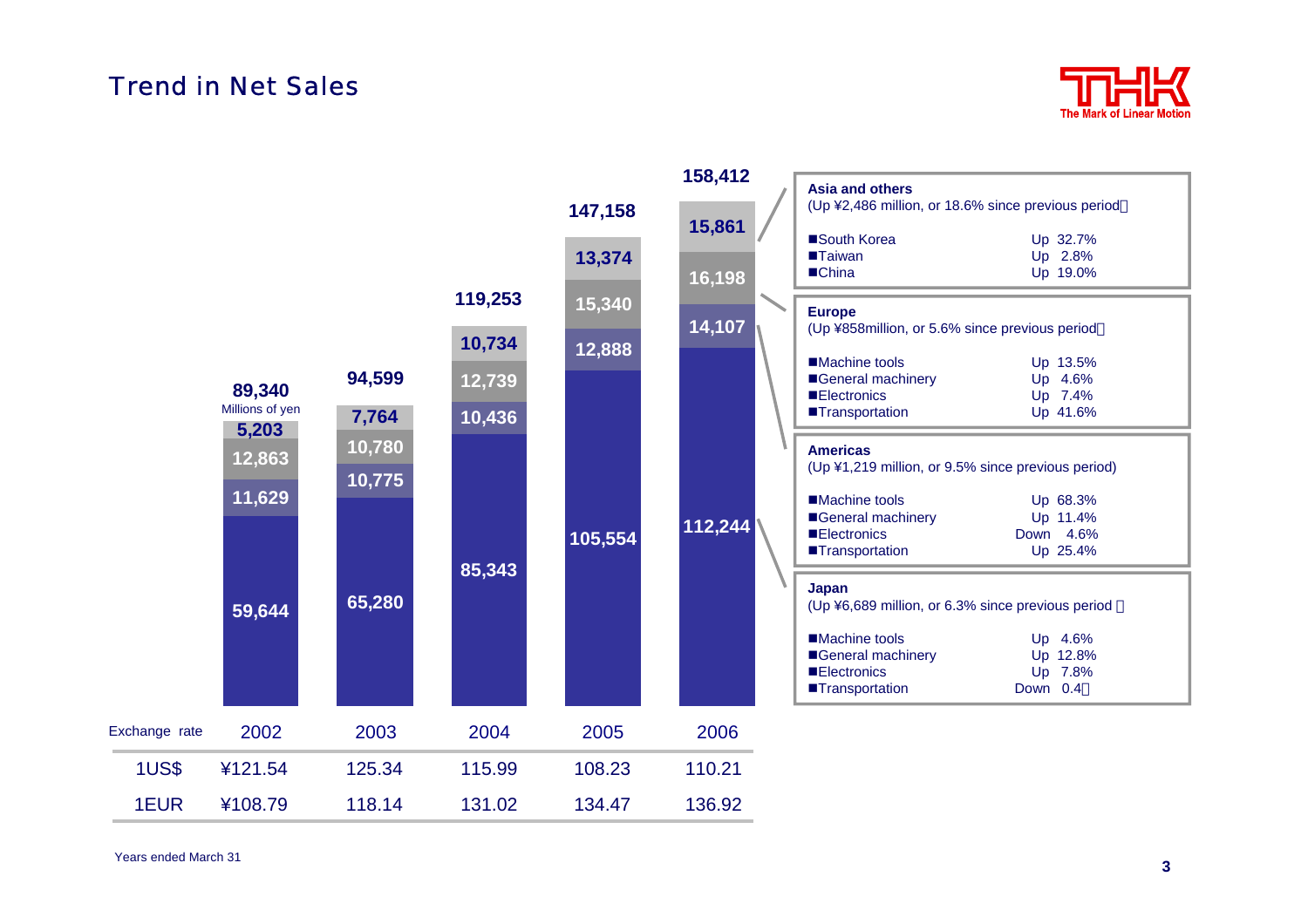# Trend in Net Sales

Millions of yen

| | 2002 | 2003 | 2004 | 2005 | 2006 |
|---|---|---|---|---|---|
| Asia and others | 5,203 | 7,764 | 10,734 | 13,374 | 15,861 |
| Europe | 12,863 | 10,780 | 12,739 | 15,340 | 16,198 |
| Americas | 11,629 | 10,775 | 10,436 | 12,888 | 14,107 |
| Japan | 59,644 | 65,280 | 85,343 | 105,554 | 112,244 |
| Total | 89,340 | 94,599 | 119,253 | 147,158 | 158,412 |

| Exchange rate | 2002 | 2003 | 2004 | 2005 | 2006 |
|---|---|---|---|---|---|
| 1US$ | ¥121.54 | 125.34 | 115.99 | 108.23 | 110.21 |
| 1EUR | ¥108.79 | 118.14 | 131.02 | 134.47 | 136.92 |

**Asia and others**
(Up ¥2,486 million, or 18.6% since previous period)

| | |
|---|---|
| ■South Korea | Up 32.7% |
| ■Taiwan | Up 2.8% |
| ■China | Up 19.0% |

**Europe**
(Up ¥858million, or 5.6% since previous period)

| | |
|---|---|
| ■Machine tools | Up 13.5% |
| ■General machinery | Up 4.6% |
| ■Electronics | Up 7.4% |
| ■Transportation | Up 41.6% |

**Americas**
(Up ¥1,219 million, or 9.5% since previous period)

| | |
|---|---|
| ■Machine tools | Up 68.3% |
| ■General machinery | Up 11.4% |
| ■Electronics | Down 4.6% |
| ■Transportation | Up 25.4% |

**Japan**
(Up ¥6,689 million, or 6.3% since previous period)

| | |
|---|---|
| ■Machine tools | Up 4.6% |
| ■General machinery | Up 12.8% |
| ■Electronics | Up 7.8% |
| ■Transportation | Down 0.4% |

Years ended March 31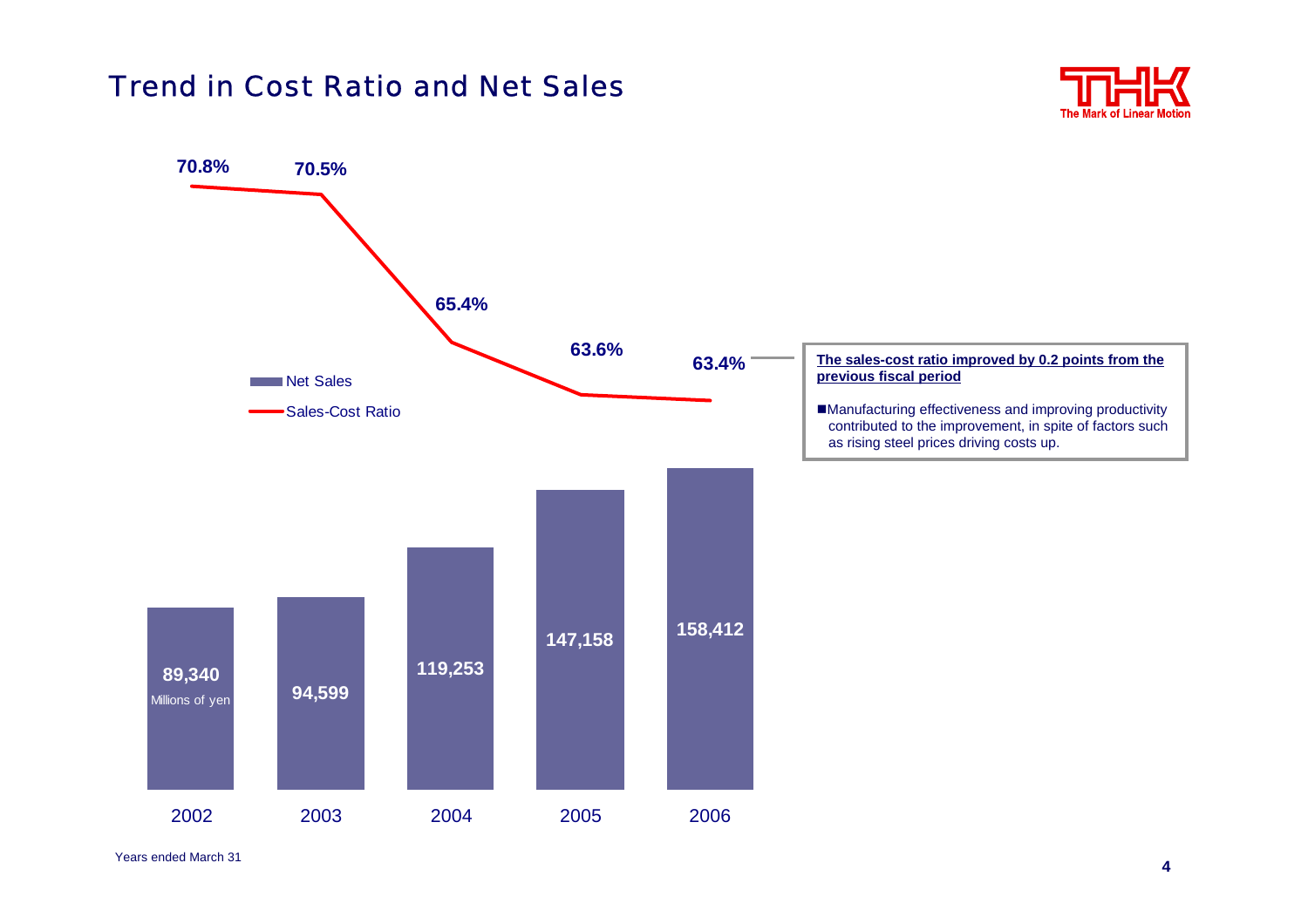# Trend in Cost Ratio and Net Sales

| Year | Net Sales (Millions of yen) | Sales-Cost Ratio |
| --- | --- | --- |
| 2002 | 89,340 | 70.8% |
| 2003 | 94,599 | 70.5% |
| 2004 | 119,253 | 65.4% |
| 2005 | 147,158 | 63.6% |
| 2006 | 158,412 | 63.4% |

**The sales-cost ratio improved by 0.2 points from the previous fiscal period**

- Manufacturing effectiveness and improving productivity contributed to the improvement, in spite of factors such as rising steel prices driving costs up.

Years ended March 31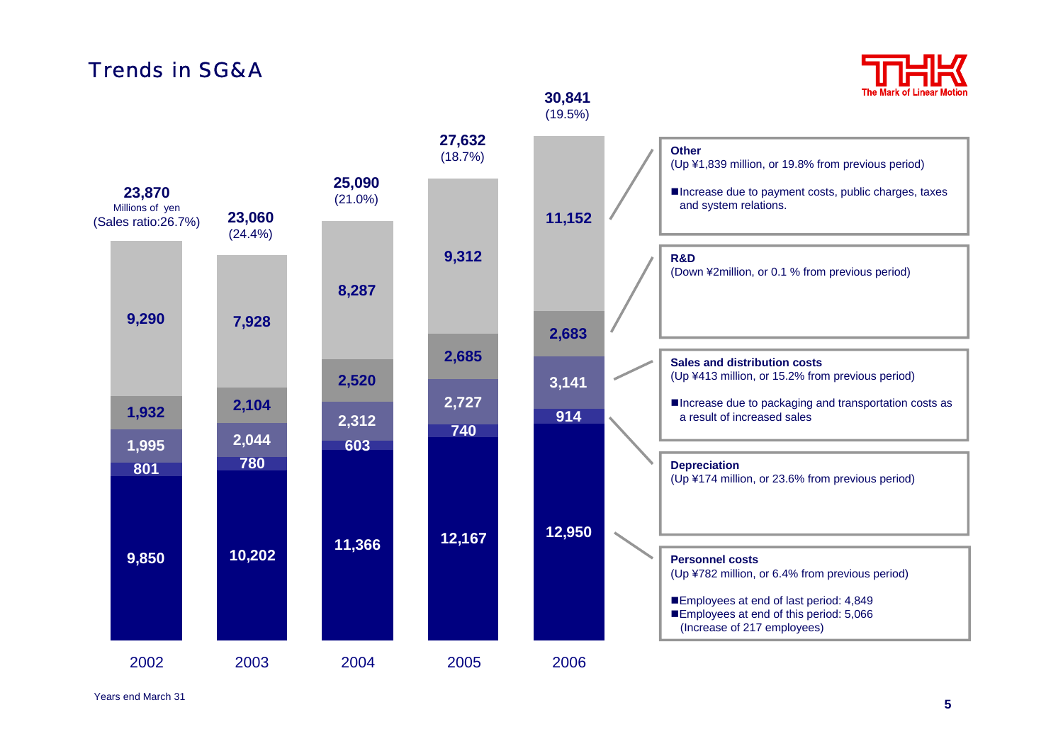# Trends in SG&A

Millions of yen

| | 2002 | 2003 | 2004 | 2005 | 2006 |
|---|---|---|---|---|---|
| Other | 9,290 | 7,928 | 8,287 | 9,312 | 11,152 |
| R&D | 1,932 | 2,104 | 2,520 | 2,685 | 2,683 |
| Sales and distribution costs | 1,995 | 2,044 | 2,312 | 2,727 | 3,141 |
| Depreciation | 801 | 780 | 603 | 740 | 914 |
| Personnel costs | 9,850 | 10,202 | 11,366 | 12,167 | 12,950 |
| Total | 23,870 | 23,060 | 25,090 | 27,632 | 30,841 |
| Sales ratio | 26.7% | 24.4% | 21.0% | 18.7% | 19.5% |

Years end March 31

**Other**
(Up ¥1,839 million, or 19.8% from previous period)

- Increase due to payment costs, public charges, taxes and system relations.

**R&D**
(Down ¥2million, or 0.1 % from previous period)

**Sales and distribution costs**
(Up ¥413 million, or 15.2% from previous period)

- Increase due to packaging and transportation costs as a result of increased sales

**Depreciation**
(Up ¥174 million, or 23.6% from previous period)

**Personnel costs**
(Up ¥782 million, or 6.4% from previous period)

- Employees at end of last period: 4,849
- Employees at end of this period: 5,066
  (Increase of 217 employees)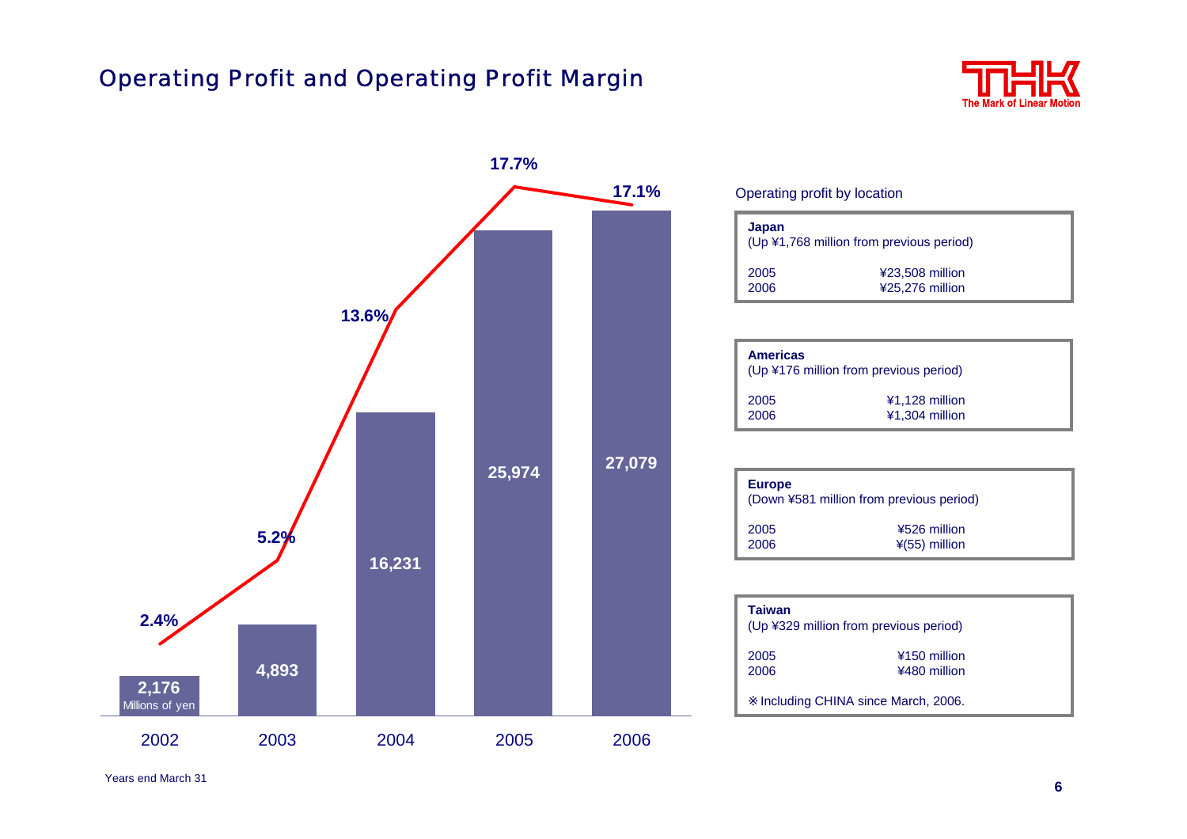# Operating Profit and Operating Profit Margin

| Years end March 31 | 2002 | 2003 | 2004 | 2005 | 2006 |
|---|---|---|---|---|---|
| Operating Profit (Millions of yen) | 2,176 | 4,893 | 16,231 | 25,974 | 27,079 |
| Operating Profit Margin | 2.4% | 5.2% | 13.6% | 17.7% | 17.1% |

Years end March 31

## Operating profit by location

**Japan**
(Up ¥1,768 million from previous period)

| | |
|---|---|
| 2005 | ¥23,508 million |
| 2006 | ¥25,276 million |

**Americas**
(Up ¥176 million from previous period)

| | |
|---|---|
| 2005 | ¥1,128 million |
| 2006 | ¥1,304 million |

**Europe**
(Down ¥581 million from previous period)

| | |
|---|---|
| 2005 | ¥526 million |
| 2006 | ¥(55) million |

**Taiwan**
(Up ¥329 million from previous period)

| | |
|---|---|
| 2005 | ¥150 million |
| 2006 | ¥480 million |

※Including CHINA since March, 2006.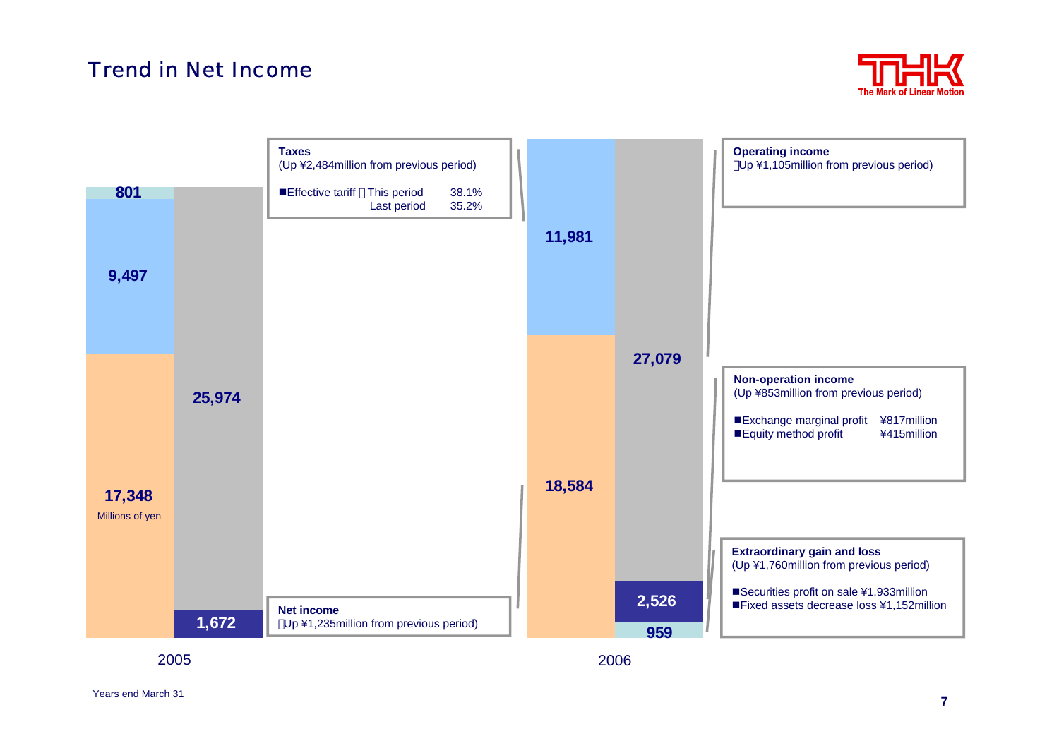# Trend in Net Income

| | 2005 | 2006 |
|---|---|---|
| Extraordinary gain and loss | 801 | 959 |
| Taxes | 9,497 | 11,981 |
| Non-operation income | 17,348 | 18,584 |
| Operating income | 25,974 | 27,079 |
| Net income | 1,672 | 2,526 |

Millions of yen

**Taxes**
(Up ¥2,484million from previous period)

■Effective tariff　This period 38.1%
Last period 35.2%

**Net income**
(Up ¥1,235million from previous period)

**Operating income**
(Up ¥1,105million from previous period)

**Non-operation income**
(Up ¥853million from previous period)

■Exchange marginal profit ¥817million
■Equity method profit ¥415million

**Extraordinary gain and loss**
(Up ¥1,760million from previous period)

■Securities profit on sale ¥1,933million
■Fixed assets decrease loss ¥1,152million

Years end March 31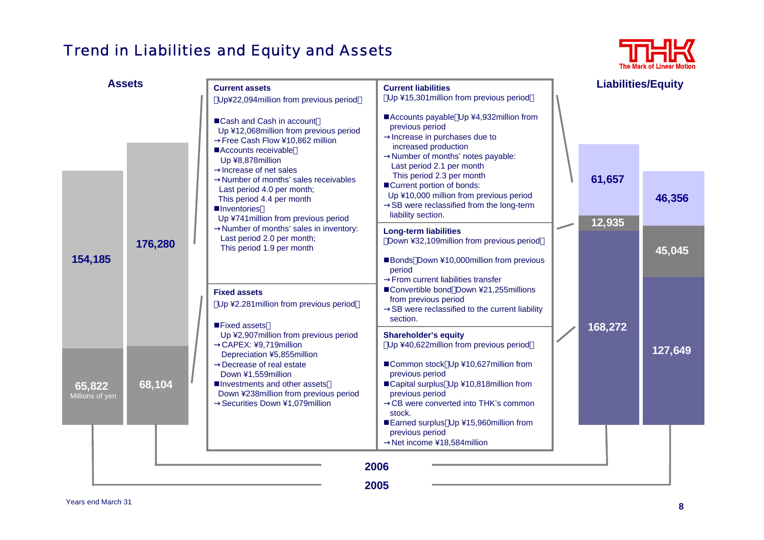# Trend in Liabilities and Equity and Assets

## Assets

| | 2005 | 2006 |
|---|---|---|
| Current assets | 154,185 | 176,280 |
| Fixed assets | 65,822 | 68,104 |

Millions of yen

**Current assets**
（Up¥22,094million from previous period）

- ■Cash and Cash in account：Up ¥12,068million from previous period
  - →Free Cash Flow ¥10,862 million
- ■Accounts receivable：Up ¥8,878million
  - →Increase of net sales
  - →Number of months' sales receivables Last period 4.0 per month; This period 4.4 per month
- ■Inventories：Up ¥741million from previous period
  - →Number of months' sales in inventory: Last period 2.0 per month; This period 1.9 per month

**Fixed assets**
（Up ¥2.281million from previous period）

- ■Fixed assets：Up ¥2,907million from previous period
  - →CAPEX: ¥9,719million Depreciation ¥5,855million
  - →Decrease of real estate Down ¥1,559million
- ■Investments and other assets：Down ¥238million from previous period
  - →Securities Down ¥1,079million

## Liabilities/Equity

| | 2005 | 2006 |
|---|---|---|
| Current liabilities | 46,356 | 61,657 |
| Long-term liabilities | 45,045 | 12,935 |
| Shareholder's equity | 127,649 | 168,272 |

**Current liabilities**
（Up ¥15,301million from previous period）

- ■Accounts payable：Up ¥4,932million from previous period
  - →Increase in purchases due to increased production
  - →Number of months' notes payable: Last period 2.1 per month This period 2.3 per month
- ■Current portion of bonds: Up ¥10,000 million from previous period
  - →SB were reclassified from the long-term liability section.

**Long-term liabilities**
（Down ¥32,109million from previous period）

- ■Bonds：Down ¥10,000million from previous period
  - →From current liabilities transfer
- ■Convertible bond：Down ¥21,255millions from previous period
  - →SB were reclassified to the current liability section.

**Shareholder's equity**
（Up ¥40,622million from previous period）

- ■Common stock：Up ¥10,627million from previous period
- ■Capital surplus：Up ¥10,818million from previous period
  - →CB were converted into THK's common stock.
- ■Earned surplus：Up ¥15,960million from previous period
  - →Net income ¥18,584million

Years end March 31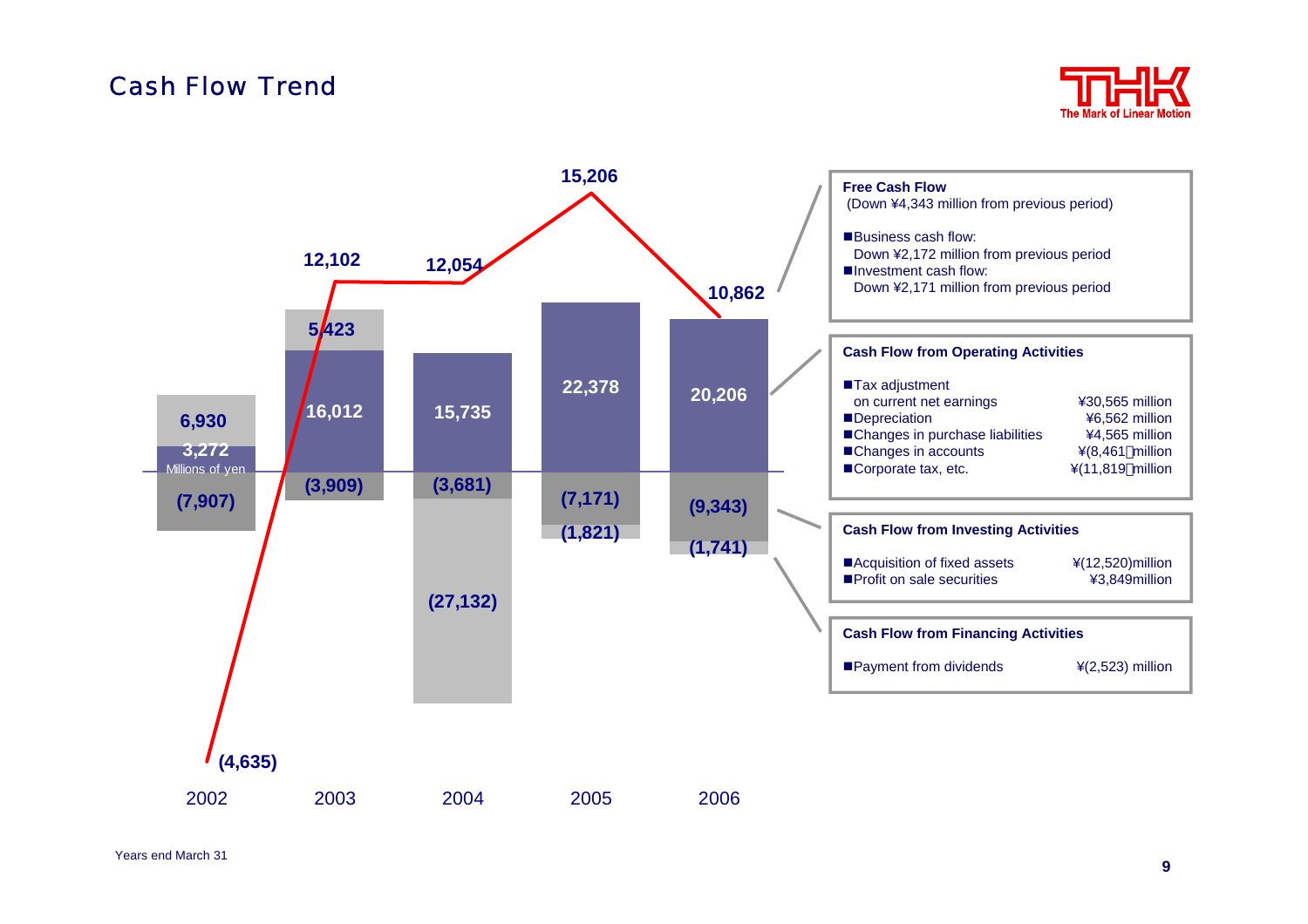# Cash Flow Trend

Millions of yen

| | 2002 | 2003 | 2004 | 2005 | 2006 |
|---|---|---|---|---|---|
| Free Cash Flow | (4,635) | 12,102 | 12,054 | 15,206 | 10,862 |
| Operating Activities | 3,272 | 16,012 | 15,735 | 22,378 | 20,206 |
| Investing Activities | (7,907) | (3,909) | (3,681) | (7,171) | (9,343) |
| Financing Activities | 6,930 | 5,423 | (27,132) | (1,821) | (1,741) |

Years end March 31

**Free Cash Flow**
(Down ¥4,343 million from previous period)

- Business cash flow: Down ¥2,172 million from previous period
- Investment cash flow: Down ¥2,171 million from previous period

**Cash Flow from Operating Activities**

| | |
|---|---|
| Tax adjustment on current net earnings | ¥30,565 million |
| Depreciation | ¥6,562 million |
| Changes in purchase liabilities | ¥4,565 million |
| Changes in accounts | ¥(8,461) million |
| Corporate tax, etc. | ¥(11,819) million |

**Cash Flow from Investing Activities**

| | |
|---|---|
| Acquisition of fixed assets | ¥(12,520)million |
| Profit on sale securities | ¥3,849million |

**Cash Flow from Financing Activities**

| | |
|---|---|
| Payment from dividends | ¥(2,523) million |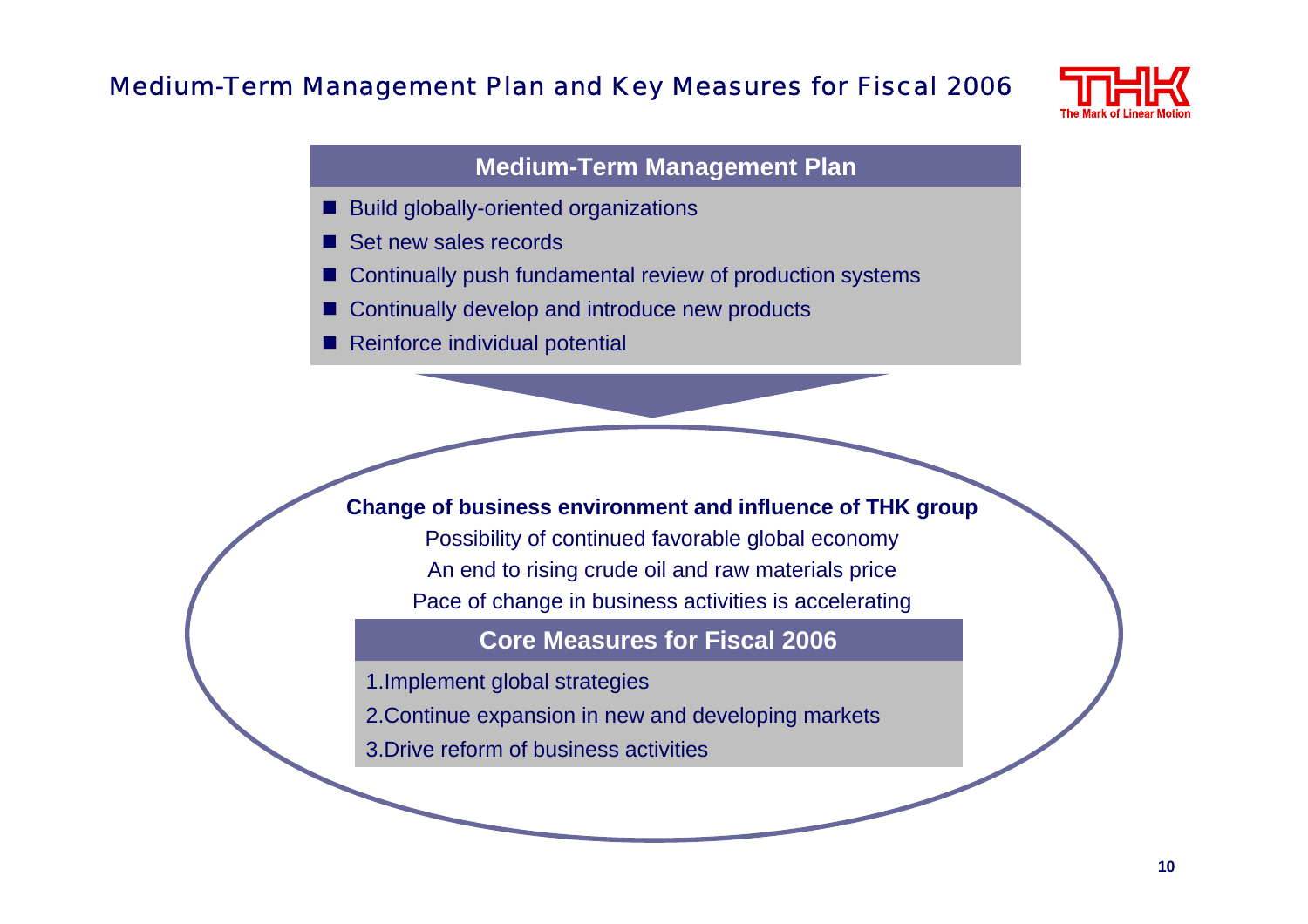# Medium-Term Management Plan and Key Measures for Fiscal 2006

## Medium-Term Management Plan

- Build globally-oriented organizations
- Set new sales records
- Continually push fundamental review of production systems
- Continually develop and introduce new products
- Reinforce individual potential

**Change of business environment and influence of THK group**

Possibility of continued favorable global economy

An end to rising crude oil and raw materials price

Pace of change in business activities is accelerating

## Core Measures for Fiscal 2006

1. Implement global strategies
2. Continue expansion in new and developing markets
3. Drive reform of business activities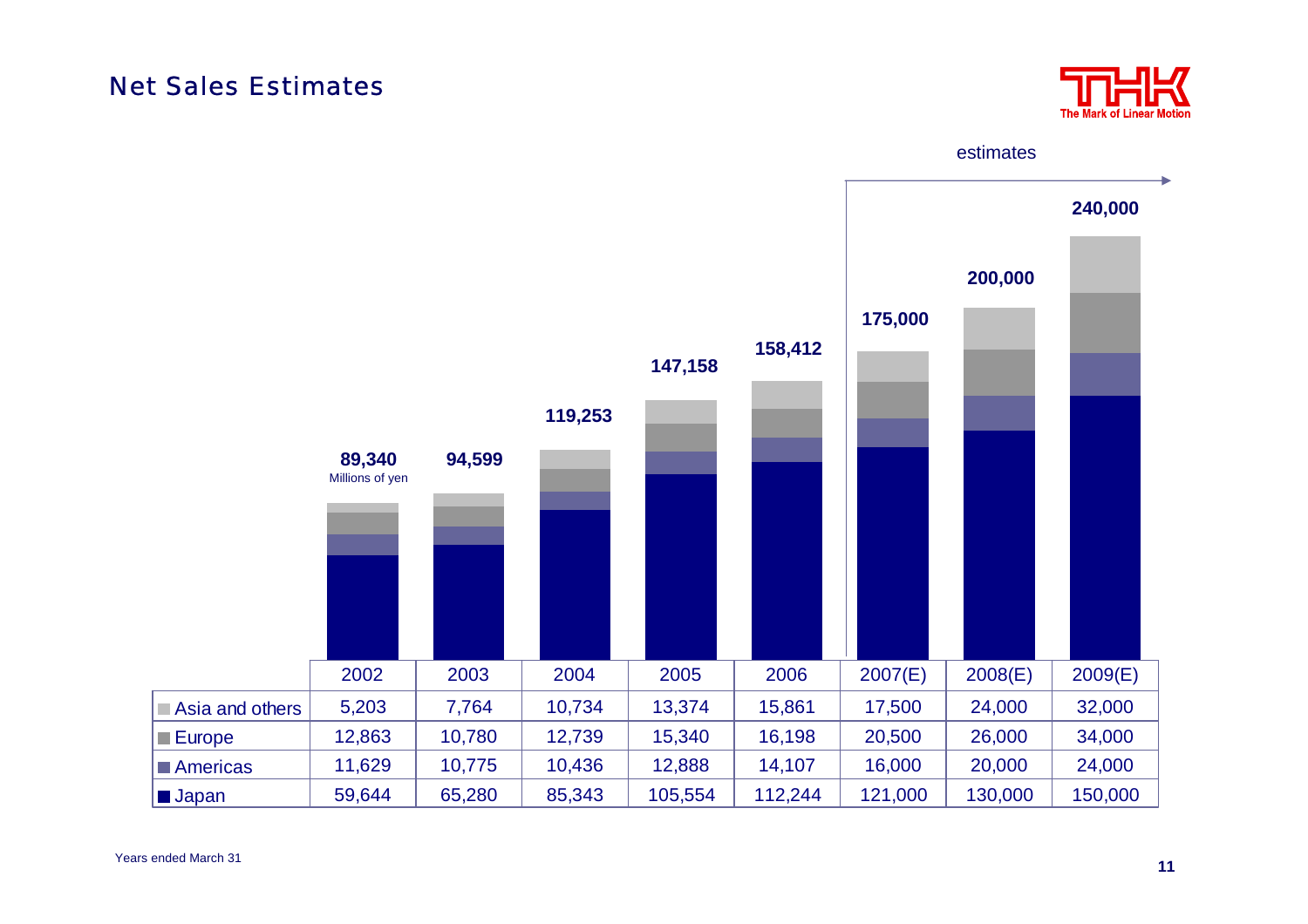# Net Sales Estimates

THK The Mark of Linear Motion

Millions of yen

| | 2002 | 2003 | 2004 | 2005 | 2006 | 2007(E) | 2008(E) | 2009(E) |
|---|---|---|---|---|---|---|---|---|
| Total | 89,340 | 94,599 | 119,253 | 147,158 | 158,412 | 175,000 | 200,000 | 240,000 |
| Asia and others | 5,203 | 7,764 | 10,734 | 13,374 | 15,861 | 17,500 | 24,000 | 32,000 |
| Europe | 12,863 | 10,780 | 12,739 | 15,340 | 16,198 | 20,500 | 26,000 | 34,000 |
| Americas | 11,629 | 10,775 | 10,436 | 12,888 | 14,107 | 16,000 | 20,000 | 24,000 |
| Japan | 59,644 | 65,280 | 85,343 | 105,554 | 112,244 | 121,000 | 130,000 | 150,000 |

estimates: 2007(E)–2009(E)

Years ended March 31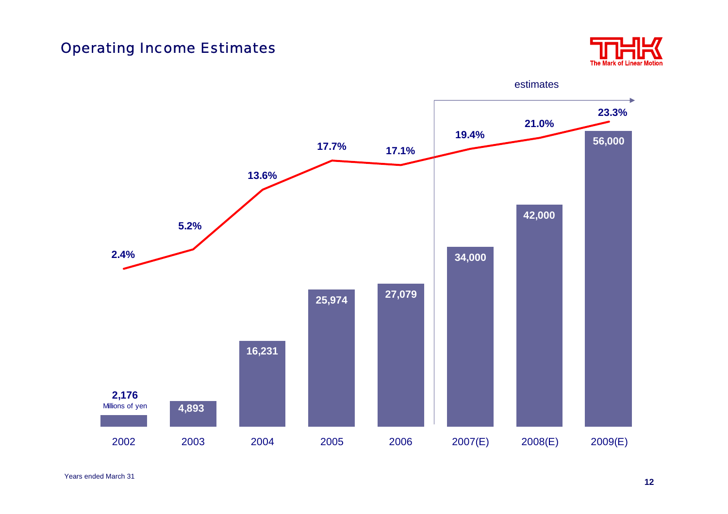# Operating Income Estimates

estimates

Millions of yen

| Year | Operating Income | Operating Margin |
| --- | --- | --- |
| 2002 | 2,176 | 2.4% |
| 2003 | 4,893 | 5.2% |
| 2004 | 16,231 | 13.6% |
| 2005 | 25,974 | 17.7% |
| 2006 | 27,079 | 17.1% |
| 2007(E) | 34,000 | 19.4% |
| 2008(E) | 42,000 | 21.0% |
| 2009(E) | 56,000 | 23.3% |

Years ended March 31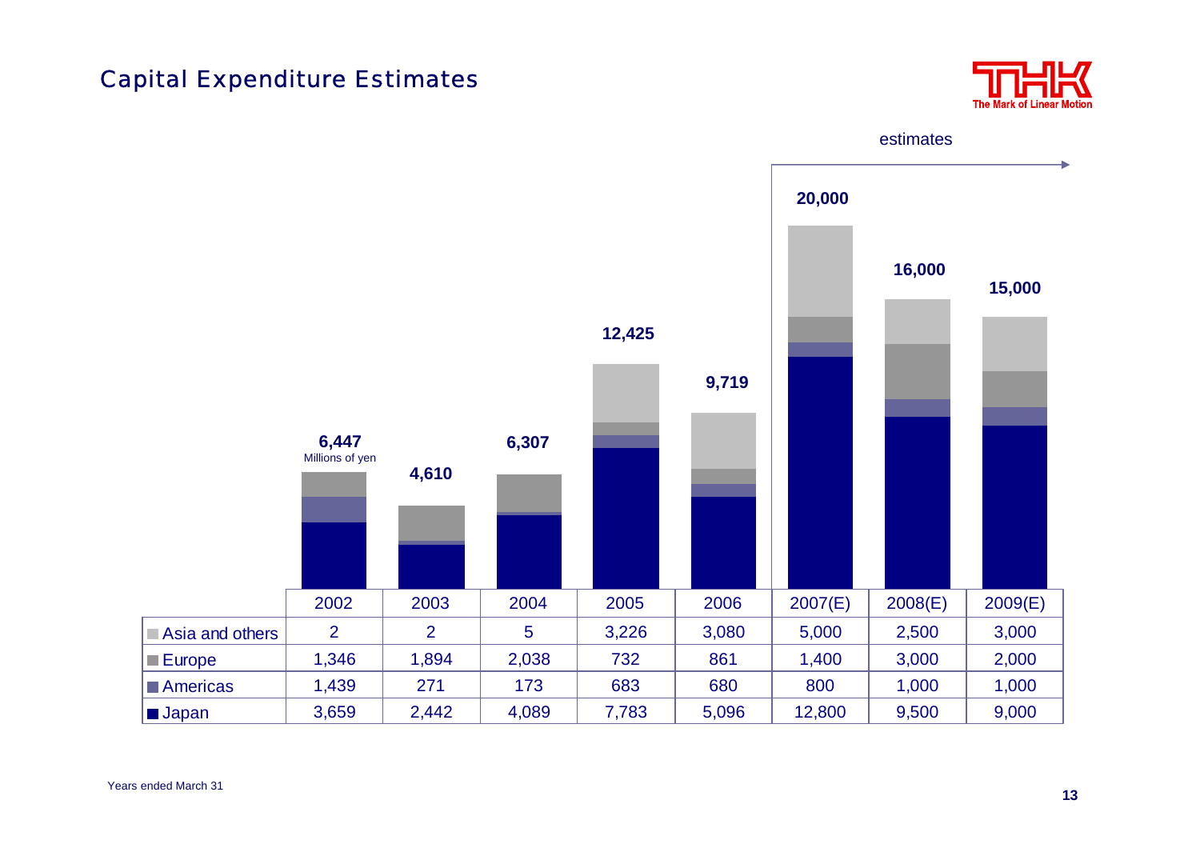# Capital Expenditure Estimates

estimates

| | 2002 | 2003 | 2004 | 2005 | 2006 | 2007(E) | 2008(E) | 2009(E) |
|---|---|---|---|---|---|---|---|---|
| Total (Millions of yen) | 6,447 | 4,610 | 6,307 | 12,425 | 9,719 | 20,000 | 16,000 | 15,000 |
| Asia and others | 2 | 2 | 5 | 3,226 | 3,080 | 5,000 | 2,500 | 3,000 |
| Europe | 1,346 | 1,894 | 2,038 | 732 | 861 | 1,400 | 3,000 | 2,000 |
| Americas | 1,439 | 271 | 173 | 683 | 680 | 800 | 1,000 | 1,000 |
| Japan | 3,659 | 2,442 | 4,089 | 7,783 | 5,096 | 12,800 | 9,500 | 9,000 |

Years ended March 31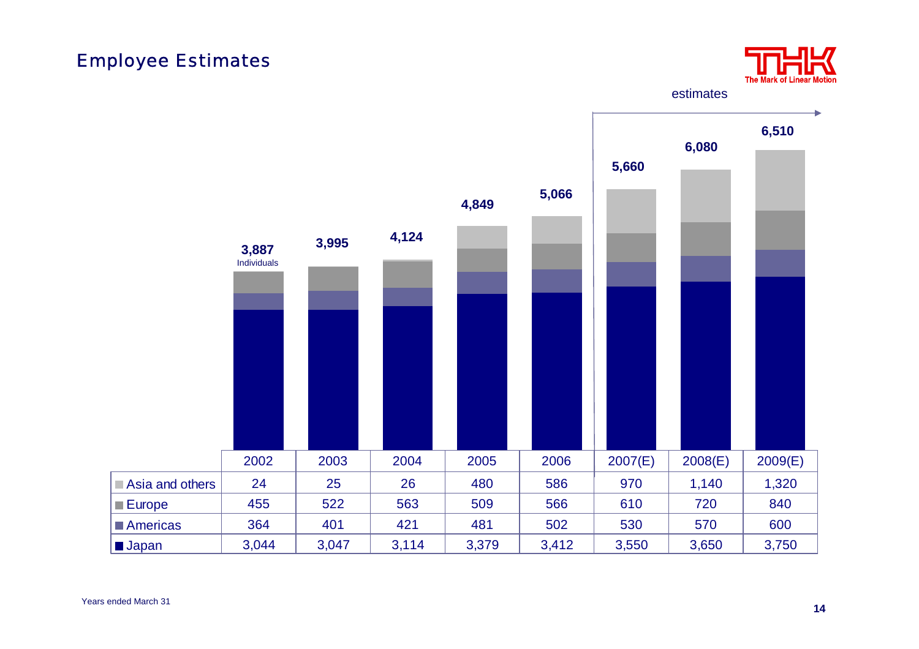## Employee Estimates

estimates

3,887
Individuals

3,995

4,124

4,849

5,066

5,660

6,080

6,510

| | 2002 | 2003 | 2004 | 2005 | 2006 | 2007(E) | 2008(E) | 2009(E) |
|---|---|---|---|---|---|---|---|---|
| Asia and others | 24 | 25 | 26 | 480 | 586 | 970 | 1,140 | 1,320 |
| Europe | 455 | 522 | 563 | 509 | 566 | 610 | 720 | 840 |
| Americas | 364 | 401 | 421 | 481 | 502 | 530 | 570 | 600 |
| Japan | 3,044 | 3,047 | 3,114 | 3,379 | 3,412 | 3,550 | 3,650 | 3,750 |

Years ended March 31